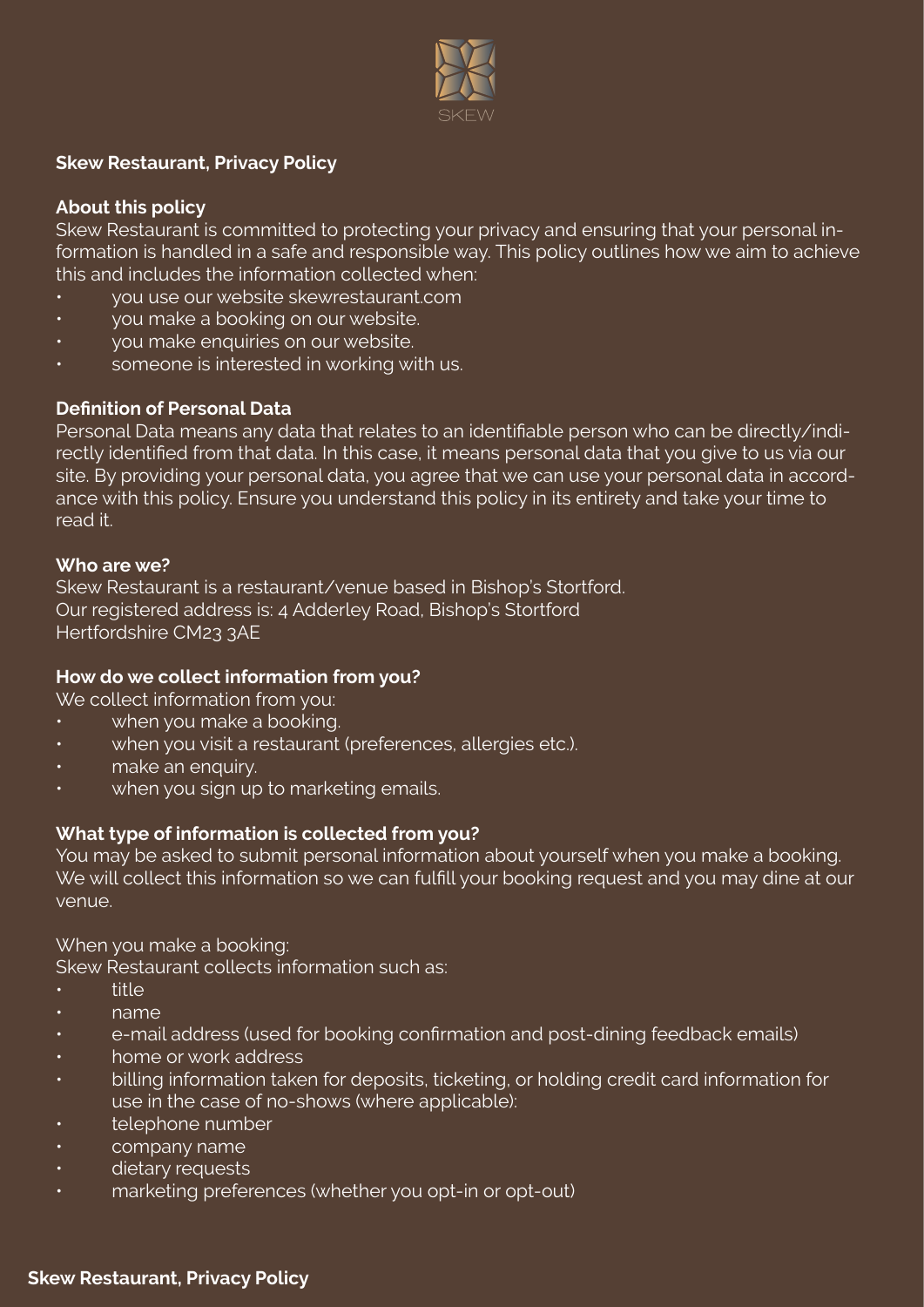SKEW

**Skew Restaurant, Privacy Policy**

**About this policy**

Skew Restaurant is committed to protecting your privacy and ensuring that your personal information is handled in a safe and responsible way. This policy outlines how we aim to achieve this and includes the information collected when:

- you use our website skewrestaurant.com
- you make a booking on our website.
- you make enquiries on our website.
- someone is interested in working with us.

**Definition of Personal Data**

Personal Data means any data that relates to an identifiable person who can be directly/indirectly identified from that data. In this case, it means personal data that you give to us via our site. By providing your personal data, you agree that we can use your personal data in accordance with this policy. Ensure you understand this policy in its entirety and take your time to read it.

**Who are we?**

Skew Restaurant is a restaurant/venue based in Bishop's Stortford.
Our registered address is: 4 Adderley Road, Bishop's Stortford
Hertfordshire CM23 3AE

**How do we collect information from you?**

We collect information from you:

- when you make a booking.
- when you visit a restaurant (preferences, allergies etc.).
- make an enquiry.
- when you sign up to marketing emails.

**What type of information is collected from you?**

You may be asked to submit personal information about yourself when you make a booking. We will collect this information so we can fulfill your booking request and you may dine at our venue.

When you make a booking:
Skew Restaurant collects information such as:

- title
- name
- e-mail address (used for booking confirmation and post-dining feedback emails)
- home or work address
- billing information taken for deposits, ticketing, or holding credit card information for use in the case of no-shows (where applicable):
- telephone number
- company name
- dietary requests
- marketing preferences (whether you opt-in or opt-out)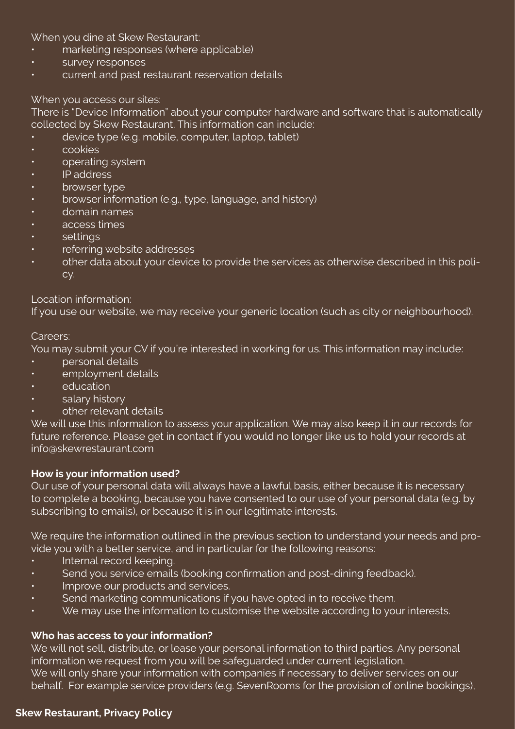When you dine at Skew Restaurant:

- marketing responses (where applicable)
- survey responses
- current and past restaurant reservation details

When you access our sites:

There is "Device Information" about your computer hardware and software that is automatically collected by Skew Restaurant. This information can include:

- device type (e.g. mobile, computer, laptop, tablet)
- cookies
- operating system
- IP address
- browser type
- browser information (e.g., type, language, and history)
- domain names
- access times
- settings
- referring website addresses
- other data about your device to provide the services as otherwise described in this policy.

Location information:

If you use our website, we may receive your generic location (such as city or neighbourhood).

Careers:

You may submit your CV if you're interested in working for us. This information may include:

- personal details
- employment details
- education
- salary history
- other relevant details

We will use this information to assess your application. We may also keep it in our records for future reference. Please get in contact if you would no longer like us to hold your records at info@skewrestaurant.com

**How is your information used?**

Our use of your personal data will always have a lawful basis, either because it is necessary to complete a booking, because you have consented to our use of your personal data (e.g. by subscribing to emails), or because it is in our legitimate interests.

We require the information outlined in the previous section to understand your needs and provide you with a better service, and in particular for the following reasons:

- Internal record keeping.
- Send you service emails (booking confirmation and post-dining feedback).
- Improve our products and services.
- Send marketing communications if you have opted in to receive them.
- We may use the information to customise the website according to your interests.

**Who has access to your information?**

We will not sell, distribute, or lease your personal information to third parties. Any personal information we request from you will be safeguarded under current legislation.

We will only share your information with companies if necessary to deliver services on our behalf. For example service providers (e.g. SevenRooms for the provision of online bookings),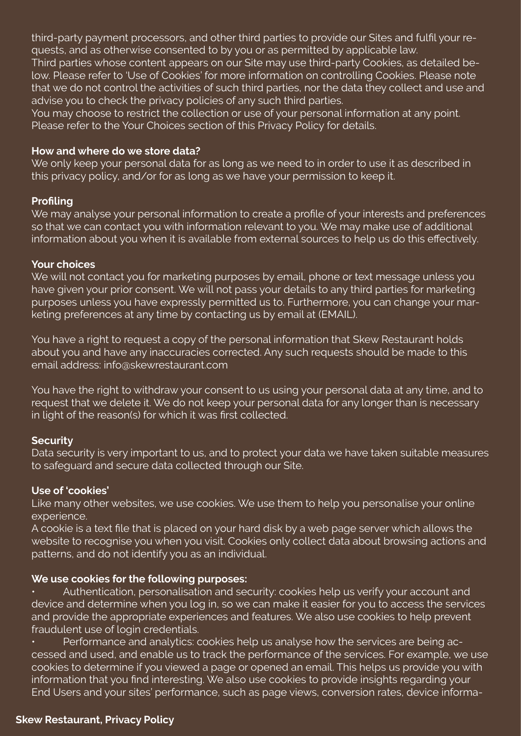third-party payment processors, and other third parties to provide our Sites and fulfil your requests, and as otherwise consented to by you or as permitted by applicable law.
Third parties whose content appears on our Site may use third-party Cookies, as detailed below. Please refer to 'Use of Cookies' for more information on controlling Cookies. Please note that we do not control the activities of such third parties, nor the data they collect and use and advise you to check the privacy policies of any such third parties.
You may choose to restrict the collection or use of your personal information at any point. Please refer to the Your Choices section of this Privacy Policy for details.

**How and where do we store data?**
We only keep your personal data for as long as we need to in order to use it as described in this privacy policy, and/or for as long as we have your permission to keep it.

**Profiling**
We may analyse your personal information to create a profile of your interests and preferences so that we can contact you with information relevant to you. We may make use of additional information about you when it is available from external sources to help us do this effectively.

**Your choices**
We will not contact you for marketing purposes by email, phone or text message unless you have given your prior consent. We will not pass your details to any third parties for marketing purposes unless you have expressly permitted us to. Furthermore, you can change your marketing preferences at any time by contacting us by email at (EMAIL).

You have a right to request a copy of the personal information that Skew Restaurant holds about you and have any inaccuracies corrected. Any such requests should be made to this email address: info@skewrestaurant.com

You have the right to withdraw your consent to us using your personal data at any time, and to request that we delete it. We do not keep your personal data for any longer than is necessary in light of the reason(s) for which it was first collected.

**Security**
Data security is very important to us, and to protect your data we have taken suitable measures to safeguard and secure data collected through our Site.

**Use of 'cookies'**
Like many other websites, we use cookies. We use them to help you personalise your online experience.
A cookie is a text file that is placed on your hard disk by a web page server which allows the website to recognise you when you visit. Cookies only collect data about browsing actions and patterns, and do not identify you as an individual.

**We use cookies for the following purposes:**

- Authentication, personalisation and security: cookies help us verify your account and device and determine when you log in, so we can make it easier for you to access the services and provide the appropriate experiences and features. We also use cookies to help prevent fraudulent use of login credentials.
- Performance and analytics: cookies help us analyse how the services are being accessed and used, and enable us to track the performance of the services. For example, we use cookies to determine if you viewed a page or opened an email. This helps us provide you with information that you find interesting. We also use cookies to provide insights regarding your End Users and your sites' performance, such as page views, conversion rates, device informa-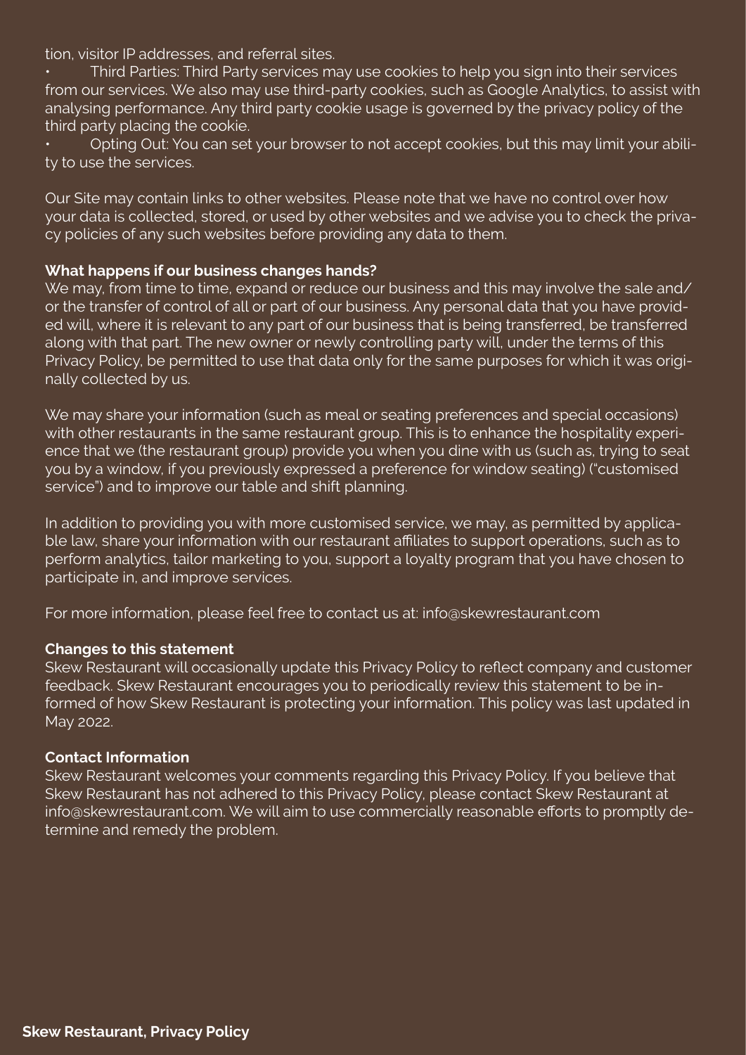tion, visitor IP addresses, and referral sites.

- Third Parties: Third Party services may use cookies to help you sign into their services from our services. We also may use third-party cookies, such as Google Analytics, to assist with analysing performance. Any third party cookie usage is governed by the privacy policy of the third party placing the cookie.
- Opting Out: You can set your browser to not accept cookies, but this may limit your ability to use the services.

Our Site may contain links to other websites. Please note that we have no control over how your data is collected, stored, or used by other websites and we advise you to check the privacy policies of any such websites before providing any data to them.

**What happens if our business changes hands?**

We may, from time to time, expand or reduce our business and this may involve the sale and/or the transfer of control of all or part of our business. Any personal data that you have provided will, where it is relevant to any part of our business that is being transferred, be transferred along with that part. The new owner or newly controlling party will, under the terms of this Privacy Policy, be permitted to use that data only for the same purposes for which it was originally collected by us.

We may share your information (such as meal or seating preferences and special occasions) with other restaurants in the same restaurant group. This is to enhance the hospitality experience that we (the restaurant group) provide you when you dine with us (such as, trying to seat you by a window, if you previously expressed a preference for window seating) ("customised service") and to improve our table and shift planning.

In addition to providing you with more customised service, we may, as permitted by applicable law, share your information with our restaurant affiliates to support operations, such as to perform analytics, tailor marketing to you, support a loyalty program that you have chosen to participate in, and improve services.

For more information, please feel free to contact us at: info@skewrestaurant.com

**Changes to this statement**

Skew Restaurant will occasionally update this Privacy Policy to reflect company and customer feedback. Skew Restaurant encourages you to periodically review this statement to be informed of how Skew Restaurant is protecting your information. This policy was last updated in May 2022.

**Contact Information**

Skew Restaurant welcomes your comments regarding this Privacy Policy. If you believe that Skew Restaurant has not adhered to this Privacy Policy, please contact Skew Restaurant at info@skewrestaurant.com. We will aim to use commercially reasonable efforts to promptly determine and remedy the problem.